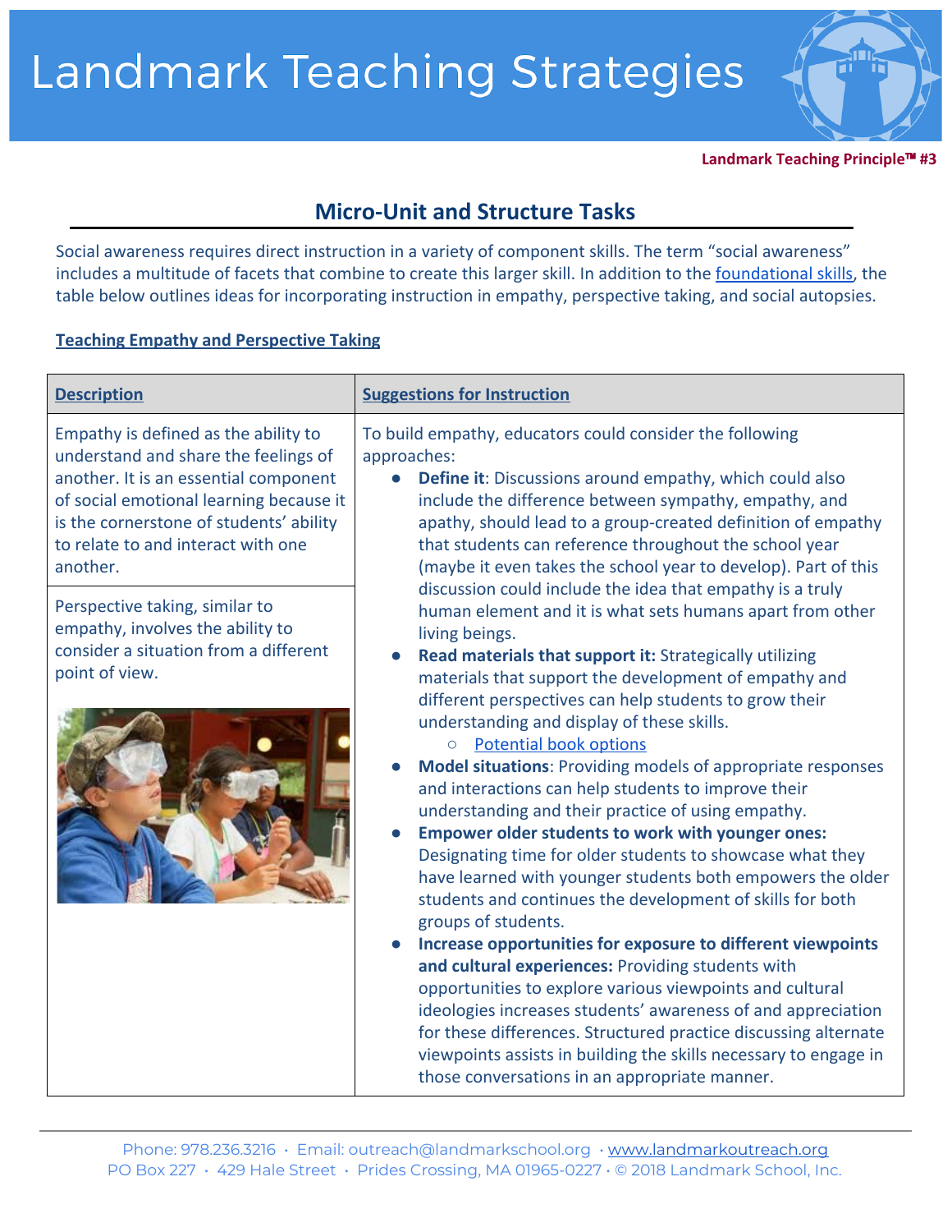# Landmark Teaching Strategies

**Landmark Teaching Principle™ #3**

## Micro-Unit and Structure Tasks

Social awareness requires direct instruction in a variety of component skills. The term "social awareness" includes a multitude of facets that combine to create this larger skill. In addition to the foundational skills, the table below outlines ideas for incorporating instruction in empathy, perspective taking, and social autopsies.

**Teaching Empathy and Perspective Taking**

| Description | Suggestions for Instruction |
| --- | --- |
| Empathy is defined as the ability to understand and share the feelings of another. It is an essential component of social emotional learning because it is the cornerstone of students' ability to relate to and interact with one another.<br><br>Perspective taking, similar to empathy, involves the ability to consider a situation from a different point of view. | To build empathy, educators could consider the following approaches:<br>• **Define it**: Discussions around empathy, which could also include the difference between sympathy, empathy, and apathy, should lead to a group-created definition of empathy that students can reference throughout the school year (maybe it even takes the school year to develop). Part of this discussion could include the idea that empathy is a truly human element and it is what sets humans apart from other living beings.<br>• **Read materials that support it:** Strategically utilizing materials that support the development of empathy and different perspectives can help students to grow their understanding and display of these skills.<br>  ○ Potential book options<br>• **Model situations**: Providing models of appropriate responses and interactions can help students to improve their understanding and their practice of using empathy.<br>• **Empower older students to work with younger ones:** Designating time for older students to showcase what they have learned with younger students both empowers the older students and continues the development of skills for both groups of students.<br>• **Increase opportunities for exposure to different viewpoints and cultural experiences:** Providing students with opportunities to explore various viewpoints and cultural ideologies increases students' awareness of and appreciation for these differences. Structured practice discussing alternate viewpoints assists in building the skills necessary to engage in those conversations in an appropriate manner. |

Phone: 978.236.3216 · Email: outreach@landmarkschool.org · www.landmarkoutreach.org
PO Box 227 · 429 Hale Street · Prides Crossing, MA 01965-0227 · © 2018 Landmark School, Inc.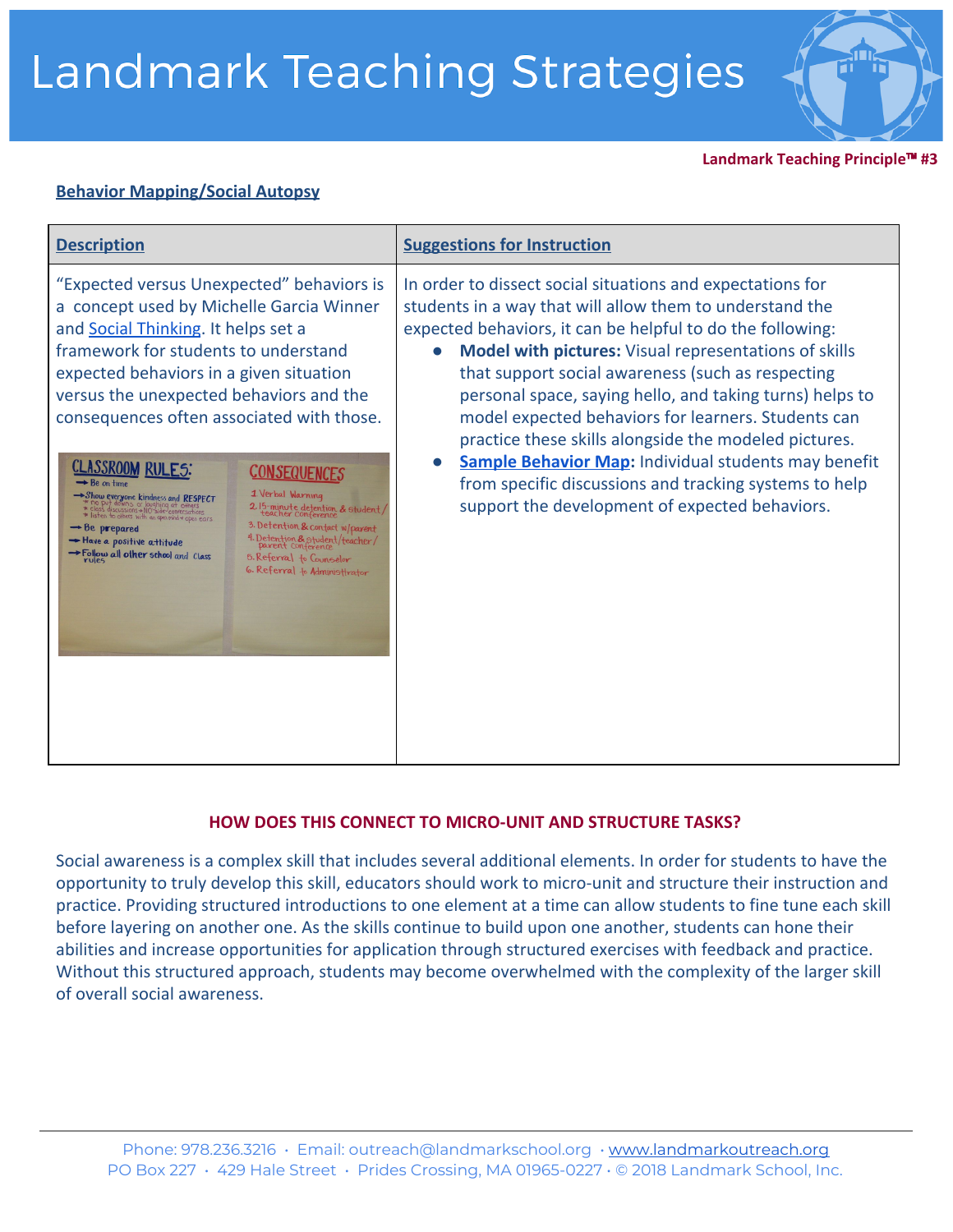# Landmark Teaching Strategies

**Landmark Teaching Principle™ #3**

## Behavior Mapping/Social Autopsy

| Description | Suggestions for Instruction |
|---|---|
| "Expected versus Unexpected" behaviors is a concept used by Michelle Garcia Winner and Social Thinking. It helps set a framework for students to understand expected behaviors in a given situation versus the unexpected behaviors and the consequences often associated with those. | In order to dissect social situations and expectations for students in a way that will allow them to understand the expected behaviors, it can be helpful to do the following:<br>• **Model with pictures:** Visual representations of skills that support social awareness (such as respecting personal space, saying hello, and taking turns) helps to model expected behaviors for learners. Students can practice these skills alongside the modeled pictures.<br>• **Sample Behavior Map:** Individual students may benefit from specific discussions and tracking systems to help support the development of expected behaviors. |

### HOW DOES THIS CONNECT TO MICRO-UNIT AND STRUCTURE TASKS?

Social awareness is a complex skill that includes several additional elements. In order for students to have the opportunity to truly develop this skill, educators should work to micro-unit and structure their instruction and practice. Providing structured introductions to one element at a time can allow students to fine tune each skill before layering on another one. As the skills continue to build upon one another, students can hone their abilities and increase opportunities for application through structured exercises with feedback and practice. Without this structured approach, students may become overwhelmed with the complexity of the larger skill of overall social awareness.

Phone: 978.236.3216 · Email: outreach@landmarkschool.org · www.landmarkoutreach.org
PO Box 227 · 429 Hale Street · Prides Crossing, MA 01965-0227 · © 2018 Landmark School, Inc.